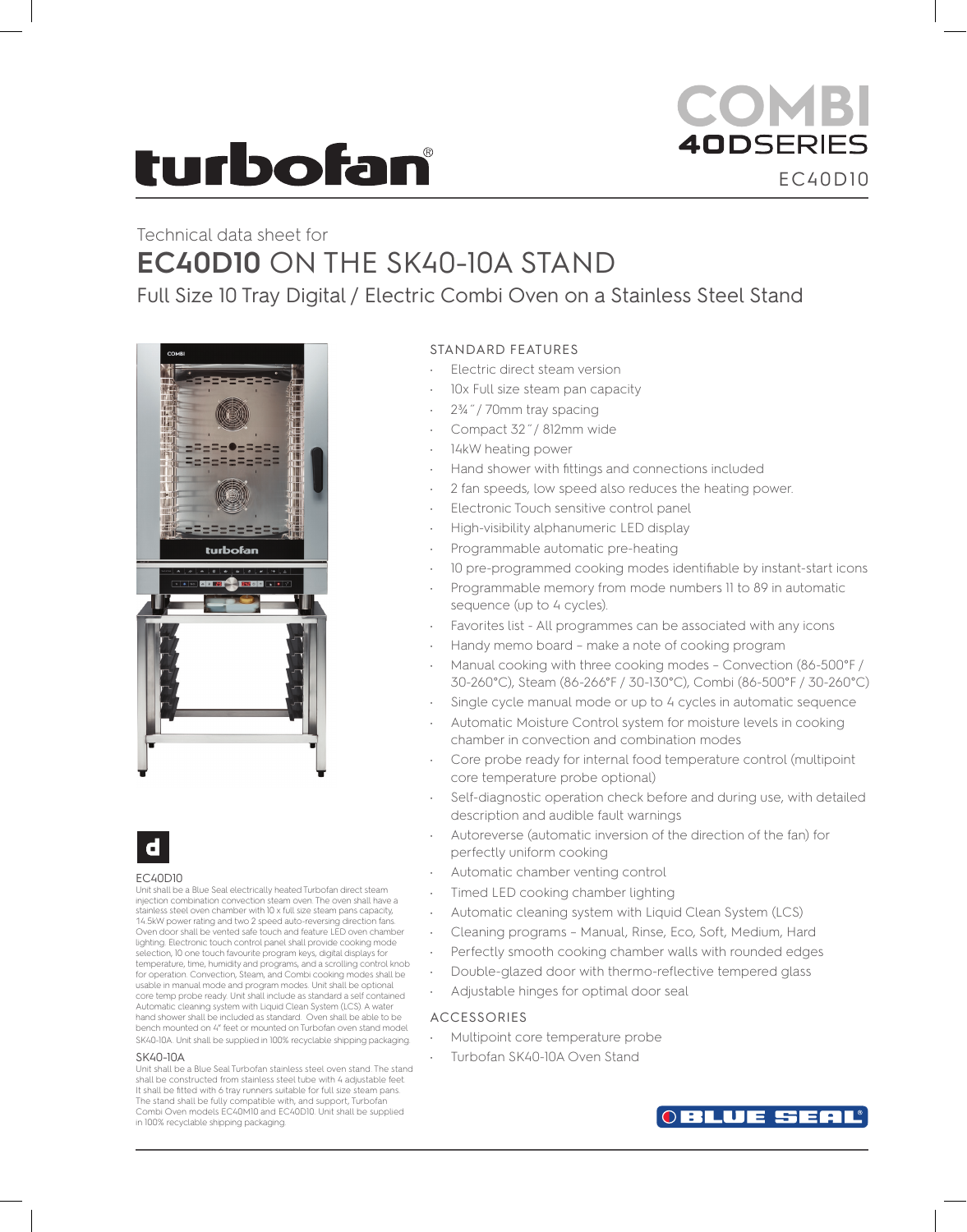turbofan®

# COMBI 40DSERIES

EC40D10

Technical data sheet for

# EC40D10 ON THE SK40-10A STAND

## Full Size 10 Tray Digital / Electric Combi Oven on a Stainless Steel Stand

### STANDARD FEATURES

- Electric direct steam version
- 10x Full size steam pan capacity
- 2¾″ / 70mm tray spacing
- Compact 32″ / 812mm wide
- 14kW heating power
- Hand shower with fittings and connections included
- 2 fan speeds, low speed also reduces the heating power.
- Electronic Touch sensitive control panel
- High-visibility alphanumeric LED display
- Programmable automatic pre-heating
- 10 pre-programmed cooking modes identifiable by instant-start icons
- Programmable memory from mode numbers 11 to 89 in automatic sequence (up to 4 cycles).
- Favorites list - All programmes can be associated with any icons
- Handy memo board – make a note of cooking program
- Manual cooking with three cooking modes – Convection (86-500°F / 30-260°C), Steam (86-266°F / 30-130°C), Combi (86-500°F / 30-260°C)
- Single cycle manual mode or up to 4 cycles in automatic sequence
- Automatic Moisture Control system for moisture levels in cooking chamber in convection and combination modes
- Core probe ready for internal food temperature control (multipoint core temperature probe optional)
- Self-diagnostic operation check before and during use, with detailed description and audible fault warnings
- Autoreverse (automatic inversion of the direction of the fan) for perfectly uniform cooking
- Automatic chamber venting control
- Timed LED cooking chamber lighting
- Automatic cleaning system with Liquid Clean System (LCS)
- Cleaning programs – Manual, Rinse, Eco, Soft, Medium, Hard
- Perfectly smooth cooking chamber walls with rounded edges
- Double-glazed door with thermo-reflective tempered glass
- Adjustable hinges for optimal door seal

### ACCESSORIES

- Multipoint core temperature probe
- Turbofan SK40-10A Oven Stand

### EC40D10

Unit shall be a Blue Seal electrically heated Turbofan direct steam injection combination convection steam oven. The oven shall have a stainless steel oven chamber with 10 x full size steam pans capacity, 14.5kW power rating and two 2 speed auto-reversing direction fans. Oven door shall be vented safe touch and feature LED oven chamber lighting. Electronic touch control panel shall provide cooking mode selection, 10 one touch favourite program keys, digital displays for temperature, time, humidity and programs, and a scrolling control knob for operation. Convection, Steam, and Combi cooking modes shall be usable in manual mode and program modes. Unit shall be optional core temp probe ready. Unit shall include as standard a self contained Automatic cleaning system with Liquid Clean System (LCS). A water hand shower shall be included as standard. Oven shall be able to be bench mounted on 4" feet or mounted on Turbofan oven stand model SK40-10A. Unit shall be supplied in 100% recyclable shipping packaging.

### SK40-10A

Unit shall be a Blue Seal Turbofan stainless steel oven stand. The stand shall be constructed from stainless steel tube with 4 adjustable feet. It shall be fitted with 6 tray runners suitable for full size steam pans. The stand shall be fully compatible with, and support, Turbofan Combi Oven models EC40M10 and EC40D10. Unit shall be supplied in 100% recyclable shipping packaging.

BLUE SEAL®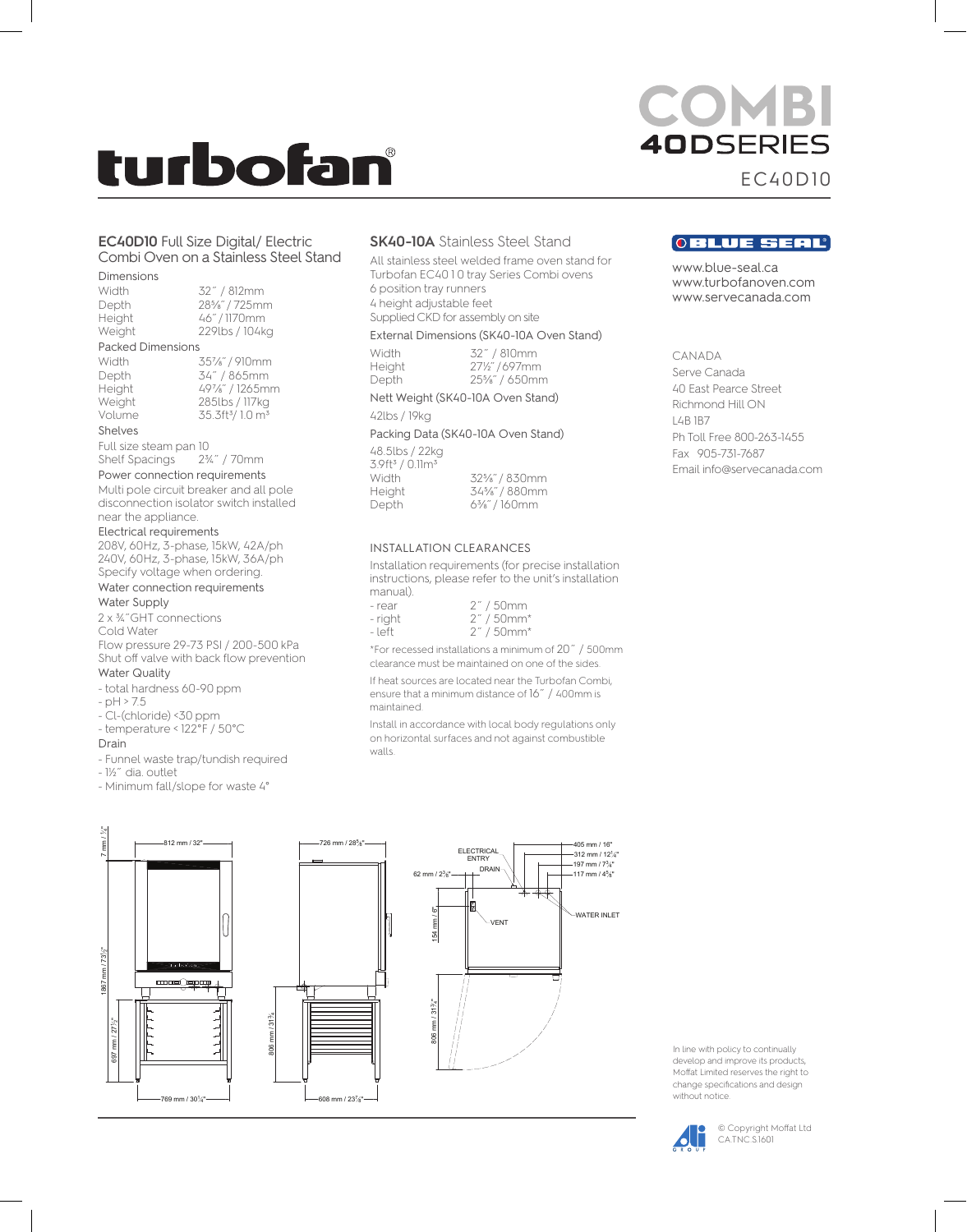# turbofan®

**COMBI**
**40D**SERIES
EC40D10

## EC40D10 Full Size Digital/ Electric Combi Oven on a Stainless Steel Stand

**Dimensions**

| | |
|---|---|
| Width | 32˝ / 812mm |
| Depth | 28⅝˝ / 725mm |
| Height | 46˝ / 1170mm |
| Weight | 229lbs / 104kg |

**Packed Dimensions**

| | |
|---|---|
| Width | 35⅞˝ / 910mm |
| Depth | 34˝ / 865mm |
| Height | 49⅞˝ / 1265mm |
| Weight | 285lbs / 117kg |
| Volume | 35.3ft³/ 1.0 m³ |

**Shelves**

Full size steam pan 10
Shelf Spacings 2¾˝ / 70mm

**Power connection requirements**

Multi pole circuit breaker and all pole disconnection isolator switch installed near the appliance.

**Electrical requirements**

208V, 60Hz, 3-phase, 15kW, 42A/ph
240V, 60Hz, 3-phase, 15kW, 36A/ph
Specify voltage when ordering.

**Water connection requirements**

**Water Supply**

2 x ¾˝GHT connections
Cold Water
Flow pressure 29-73 PSI / 200-500 kPa
Shut off valve with back flow prevention

**Water Quality**

- total hardness 60-90 ppm
- pH > 7.5
- Cl-(chloride) <30 ppm
- temperature < 122°F / 50°C

**Drain**

- Funnel waste trap/tundish required
- 1½˝ dia. outlet
- Minimum fall/slope for waste 4°

## SK40-10A Stainless Steel Stand

All stainless steel welded frame oven stand for Turbofan EC40 10 tray Series Combi ovens
6 position tray runners
4 height adjustable feet
Supplied CKD for assembly on site

**External Dimensions (SK40-10A Oven Stand)**

| | |
|---|---|
| Width | 32˝ / 810mm |
| Height | 27½˝ /697mm |
| Depth | 25⅝˝ / 650mm |

**Nett Weight (SK40-10A Oven Stand)**

42lbs / 19kg

**Packing Data (SK40-10A Oven Stand)**

48.5lbs / 22kg
3.9ft³ / 0.11m³

| | |
|---|---|
| Width | 32⅝˝ / 830mm |
| Height | 34⅝˝ / 880mm |
| Depth | 6⅜˝ / 160mm |

### INSTALLATION CLEARANCES

Installation requirements (for precise installation instructions, please refer to the unit's installation manual).

| | |
|---|---|
| - rear | 2˝ / 50mm |
| - right | 2˝ / 50mm* |
| - left | 2˝ / 50mm* |

*For recessed installations a minimum of 20˝ / 500mm clearance must be maintained on one of the sides.

If heat sources are located near the Turbofan Combi, ensure that a minimum distance of 16˝ / 400mm is maintained.

Install in accordance with local body regulations only on horizontal surfaces and not against combustible walls.

BLUE SEAL

www.blue-seal.ca
www.turbofanoven.com
www.servecanada.com

CANADA
Serve Canada
40 East Pearce Street
Richmond Hill ON
L4B 1B7
Ph Toll Free 800-263-1455
Fax 905-731-7687
Email info@servecanada.com

812 mm / 32"
7 mm / ¼"
1867 mm / 73½"
697 mm / 27½"
769 mm / 30¼"
726 mm / 28⅝"
806 mm / 31¾
608 mm / 23⅞"
ELECTRICAL ENTRY
DRAIN
62 mm / 2⅜"
405 mm / 16"
312 mm / 12¼"
197 mm / 7¾"
117 mm / 4⅝"
WATER INLET
VENT
154 mm / 6"
806 mm / 31¾"

In line with policy to continually develop and improve its products, Moffat Limited reserves the right to change specifications and design without notice.

© Copyright Moffat Ltd
CA.TNC.S.1601